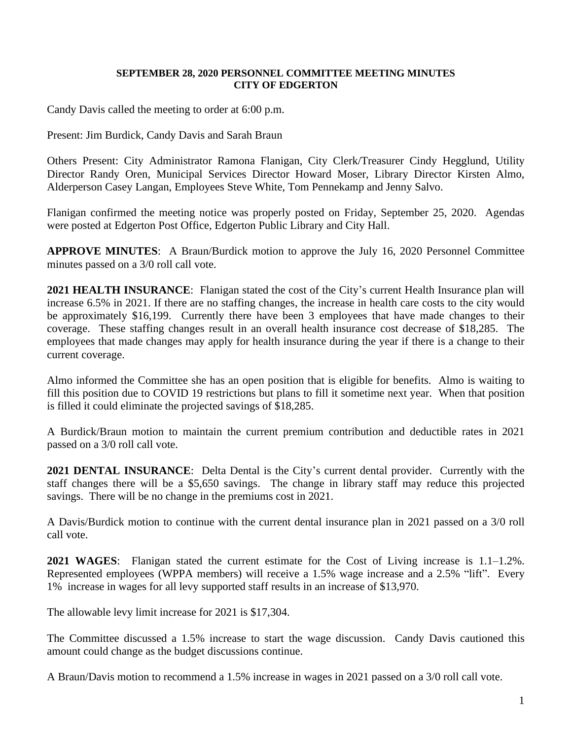**SEPTEMBER 28, 2020 PERSONNEL COMMITTEE MEETING MINUTES**
**CITY OF EDGERTON**

Candy Davis called the meeting to order at 6:00 p.m.

Present: Jim Burdick, Candy Davis and Sarah Braun

Others Present: City Administrator Ramona Flanigan, City Clerk/Treasurer Cindy Hegglund, Utility Director Randy Oren, Municipal Services Director Howard Moser, Library Director Kirsten Almo, Alderperson Casey Langan, Employees Steve White, Tom Pennekamp and Jenny Salvo.

Flanigan confirmed the meeting notice was properly posted on Friday, September 25, 2020. Agendas were posted at Edgerton Post Office, Edgerton Public Library and City Hall.

**APPROVE MINUTES**: A Braun/Burdick motion to approve the July 16, 2020 Personnel Committee minutes passed on a 3/0 roll call vote.

**2021 HEALTH INSURANCE**: Flanigan stated the cost of the City's current Health Insurance plan will increase 6.5% in 2021. If there are no staffing changes, the increase in health care costs to the city would be approximately $16,199. Currently there have been 3 employees that have made changes to their coverage. These staffing changes result in an overall health insurance cost decrease of $18,285. The employees that made changes may apply for health insurance during the year if there is a change to their current coverage.

Almo informed the Committee she has an open position that is eligible for benefits. Almo is waiting to fill this position due to COVID 19 restrictions but plans to fill it sometime next year. When that position is filled it could eliminate the projected savings of $18,285.

A Burdick/Braun motion to maintain the current premium contribution and deductible rates in 2021 passed on a 3/0 roll call vote.

**2021 DENTAL INSURANCE**: Delta Dental is the City's current dental provider. Currently with the staff changes there will be a $5,650 savings. The change in library staff may reduce this projected savings. There will be no change in the premiums cost in 2021.

A Davis/Burdick motion to continue with the current dental insurance plan in 2021 passed on a 3/0 roll call vote.

**2021 WAGES**: Flanigan stated the current estimate for the Cost of Living increase is 1.1–1.2%. Represented employees (WPPA members) will receive a 1.5% wage increase and a 2.5% "lift". Every 1% increase in wages for all levy supported staff results in an increase of $13,970.

The allowable levy limit increase for 2021 is $17,304.

The Committee discussed a 1.5% increase to start the wage discussion. Candy Davis cautioned this amount could change as the budget discussions continue.

A Braun/Davis motion to recommend a 1.5% increase in wages in 2021 passed on a 3/0 roll call vote.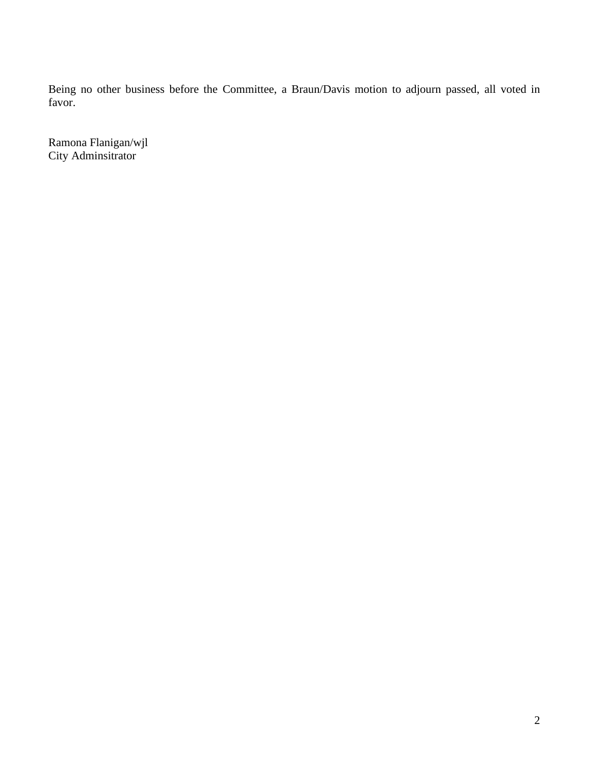Being no other business before the Committee, a Braun/Davis motion to adjourn passed, all voted in favor.

Ramona Flanigan/wjl
City Adminsitrator